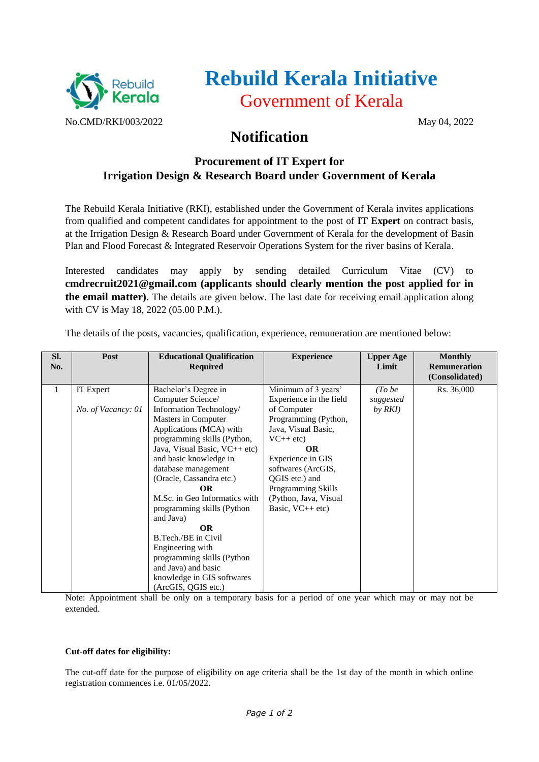# Rebuild Kerala Initiative

## Government of Kerala

No.CMD/RKI/003/2022 May 04, 2022

## Notification

### Procurement of IT Expert for Irrigation Design & Research Board under Government of Kerala

The Rebuild Kerala Initiative (RKI), established under the Government of Kerala invites applications from qualified and competent candidates for appointment to the post of **IT Expert** on contract basis, at the Irrigation Design & Research Board under Government of Kerala for the development of Basin Plan and Flood Forecast & Integrated Reservoir Operations System for the river basins of Kerala.

Interested candidates may apply by sending detailed Curriculum Vitae (CV) to **cmdrecruit2021@gmail.com (applicants should clearly mention the post applied for in the email matter)**. The details are given below. The last date for receiving email application along with CV is May 18, 2022 (05.00 P.M.).

The details of the posts, vacancies, qualification, experience, remuneration are mentioned below:

| Sl. No. | Post | Educational Qualification Required | Experience | Upper Age Limit | Monthly Remuneration (Consolidated) |
|---|---|---|---|---|---|
| 1 | IT Expert<br><br>*No. of Vacancy: 01* | Bachelor's Degree in Computer Science/ Information Technology/ Masters in Computer Applications (MCA) with programming skills (Python, Java, Visual Basic, VC++ etc) and basic knowledge in database management (Oracle, Cassandra etc.)<br>**OR**<br>M.Sc. in Geo Informatics with programming skills (Python and Java)<br>**OR**<br>B.Tech./BE in Civil Engineering with programming skills (Python and Java) and basic knowledge in GIS softwares (ArcGIS, QGIS etc.) | Minimum of 3 years' Experience in the field of Computer Programming (Python, Java, Visual Basic, VC++ etc)<br>**OR**<br>Experience in GIS softwares (ArcGIS, QGIS etc.) and Programming Skills (Python, Java, Visual Basic, VC++ etc) | *(To be suggested by RKI)* | Rs. 36,000 |

Note: Appointment shall be only on a temporary basis for a period of one year which may or may not be extended.

**Cut-off dates for eligibility:**

The cut-off date for the purpose of eligibility on age criteria shall be the 1st day of the month in which online registration commences i.e. 01/05/2022.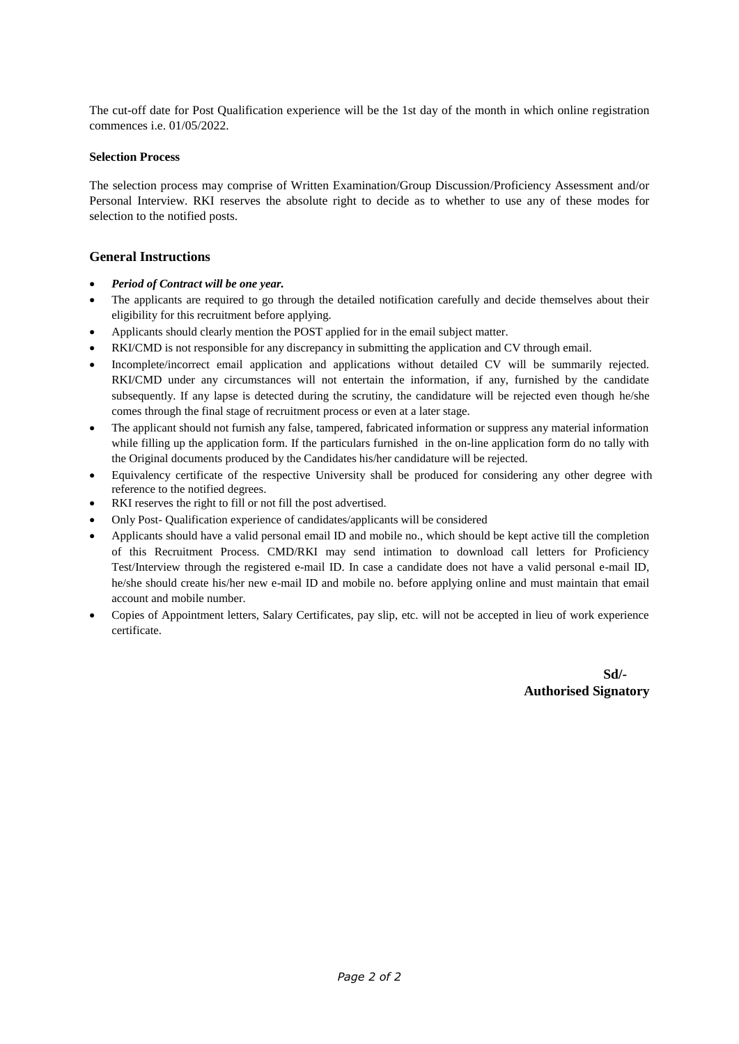The cut-off date for Post Qualification experience will be the 1st day of the month in which online registration commences i.e. 01/05/2022.

**Selection Process**

The selection process may comprise of Written Examination/Group Discussion/Proficiency Assessment and/or Personal Interview. RKI reserves the absolute right to decide as to whether to use any of these modes for selection to the notified posts.

## General Instructions

- ***Period of Contract will be one year.***
- The applicants are required to go through the detailed notification carefully and decide themselves about their eligibility for this recruitment before applying.
- Applicants should clearly mention the POST applied for in the email subject matter.
- RKI/CMD is not responsible for any discrepancy in submitting the application and CV through email.
- Incomplete/incorrect email application and applications without detailed CV will be summarily rejected. RKI/CMD under any circumstances will not entertain the information, if any, furnished by the candidate subsequently. If any lapse is detected during the scrutiny, the candidature will be rejected even though he/she comes through the final stage of recruitment process or even at a later stage.
- The applicant should not furnish any false, tampered, fabricated information or suppress any material information while filling up the application form. If the particulars furnished in the on-line application form do no tally with the Original documents produced by the Candidates his/her candidature will be rejected.
- Equivalency certificate of the respective University shall be produced for considering any other degree with reference to the notified degrees.
- RKI reserves the right to fill or not fill the post advertised.
- Only Post- Qualification experience of candidates/applicants will be considered
- Applicants should have a valid personal email ID and mobile no., which should be kept active till the completion of this Recruitment Process. CMD/RKI may send intimation to download call letters for Proficiency Test/Interview through the registered e-mail ID. In case a candidate does not have a valid personal e-mail ID, he/she should create his/her new e-mail ID and mobile no. before applying online and must maintain that email account and mobile number.
- Copies of Appointment letters, Salary Certificates, pay slip, etc. will not be accepted in lieu of work experience certificate.

**Sd/-**
**Authorised Signatory**